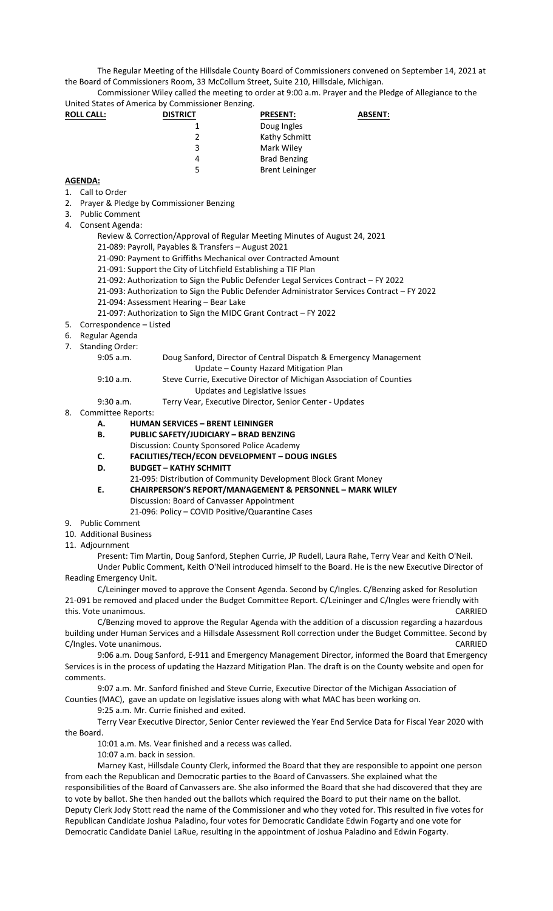The Regular Meeting of the Hillsdale County Board of Commissioners convened on September 14, 2021 at the Board of Commissioners Room, 33 McCollum Street, Suite 210, Hillsdale, Michigan.

Commissioner Wiley called the meeting to order at 9:00 a.m. Prayer and the Pledge of Allegiance to the United States of America by Commissioner Benzing.

| **ROLL CALL:** | **DISTRICT** | **PRESENT:** | **ABSENT:** |
|---|---|---|---|
| | 1 | Doug Ingles | |
| | 2 | Kathy Schmitt | |
| | 3 | Mark Wiley | |
| | 4 | Brad Benzing | |
| | 5 | Brent Leininger | |

**AGENDA:**

1. Call to Order
2. Prayer & Pledge by Commissioner Benzing
3. Public Comment
4. Consent Agenda:
   - Review & Correction/Approval of Regular Meeting Minutes of August 24, 2021
   - 21-089: Payroll, Payables & Transfers – August 2021
   - 21-090: Payment to Griffiths Mechanical over Contracted Amount
   - 21-091: Support the City of Litchfield Establishing a TIF Plan
   - 21-092: Authorization to Sign the Public Defender Legal Services Contract – FY 2022
   - 21-093: Authorization to Sign the Public Defender Administrator Services Contract – FY 2022
   - 21-094: Assessment Hearing – Bear Lake
   - 21-097: Authorization to Sign the MIDC Grant Contract – FY 2022
5. Correspondence – Listed
6. Regular Agenda
7. Standing Order:
   - 9:05 a.m. Doug Sanford, Director of Central Dispatch & Emergency Management
     Update – County Hazard Mitigation Plan
   - 9:10 a.m. Steve Currie, Executive Director of Michigan Association of Counties
     Updates and Legislative Issues
   - 9:30 a.m. Terry Vear, Executive Director, Senior Center - Updates
8. Committee Reports:
   - **A. HUMAN SERVICES – BRENT LEININGER**
   - **B. PUBLIC SAFETY/JUDICIARY – BRAD BENZING**
     Discussion: County Sponsored Police Academy
   - **C. FACILITIES/TECH/ECON DEVELOPMENT – DOUG INGLES**
   - **D. BUDGET – KATHY SCHMITT**
     21-095: Distribution of Community Development Block Grant Money
   - **E. CHAIRPERSON'S REPORT/MANAGEMENT & PERSONNEL – MARK WILEY**
     Discussion: Board of Canvasser Appointment
     21-096: Policy – COVID Positive/Quarantine Cases
9. Public Comment
10. Additional Business
11. Adjournment

Present: Tim Martin, Doug Sanford, Stephen Currie, JP Rudell, Laura Rahe, Terry Vear and Keith O'Neil.

Under Public Comment, Keith O'Neil introduced himself to the Board. He is the new Executive Director of Reading Emergency Unit.

C/Leininger moved to approve the Consent Agenda. Second by C/Ingles. C/Benzing asked for Resolution 21-091 be removed and placed under the Budget Committee Report. C/Leininger and C/Ingles were friendly with this. Vote unanimous. CARRIED

C/Benzing moved to approve the Regular Agenda with the addition of a discussion regarding a hazardous building under Human Services and a Hillsdale Assessment Roll correction under the Budget Committee. Second by C/Ingles. Vote unanimous. CARRIED

9:06 a.m. Doug Sanford, E-911 and Emergency Management Director, informed the Board that Emergency Services is in the process of updating the Hazzard Mitigation Plan. The draft is on the County website and open for comments.

9:07 a.m. Mr. Sanford finished and Steve Currie, Executive Director of the Michigan Association of Counties (MAC), gave an update on legislative issues along with what MAC has been working on.

9:25 a.m. Mr. Currie finished and exited.

Terry Vear Executive Director, Senior Center reviewed the Year End Service Data for Fiscal Year 2020 with the Board.

10:01 a.m. Ms. Vear finished and a recess was called.

10:07 a.m. back in session.

Marney Kast, Hillsdale County Clerk, informed the Board that they are responsible to appoint one person from each the Republican and Democratic parties to the Board of Canvassers. She explained what the responsibilities of the Board of Canvassers are. She also informed the Board that she had discovered that they are to vote by ballot. She then handed out the ballots which required the Board to put their name on the ballot. Deputy Clerk Jody Stott read the name of the Commissioner and who they voted for. This resulted in five votes for Republican Candidate Joshua Paladino, four votes for Democratic Candidate Edwin Fogarty and one vote for Democratic Candidate Daniel LaRue, resulting in the appointment of Joshua Paladino and Edwin Fogarty.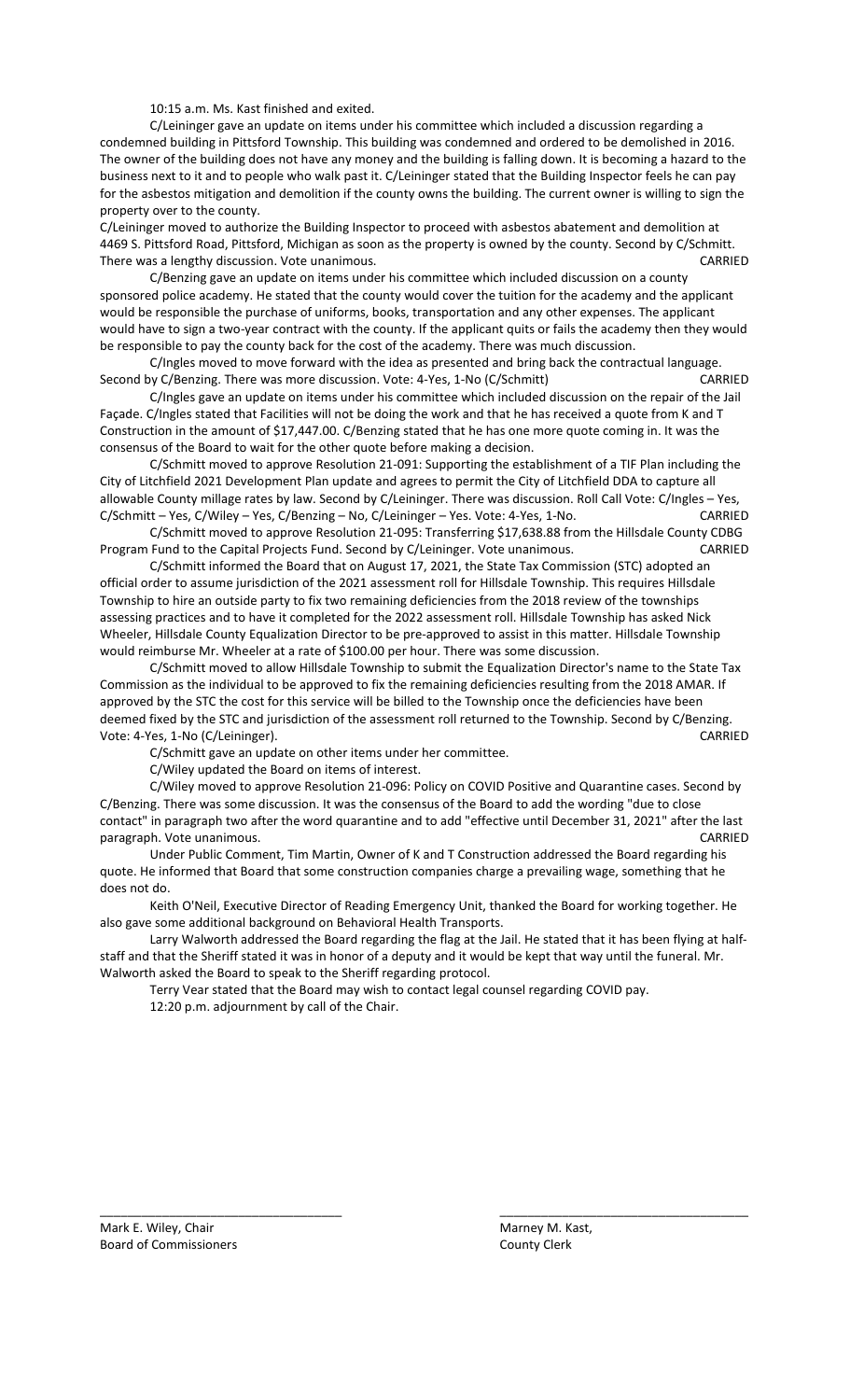10:15 a.m. Ms. Kast finished and exited.

C/Leininger gave an update on items under his committee which included a discussion regarding a condemned building in Pittsford Township. This building was condemned and ordered to be demolished in 2016. The owner of the building does not have any money and the building is falling down. It is becoming a hazard to the business next to it and to people who walk past it. C/Leininger stated that the Building Inspector feels he can pay for the asbestos mitigation and demolition if the county owns the building. The current owner is willing to sign the property over to the county.

C/Leininger moved to authorize the Building Inspector to proceed with asbestos abatement and demolition at 4469 S. Pittsford Road, Pittsford, Michigan as soon as the property is owned by the county. Second by C/Schmitt. There was a lengthy discussion. Vote unanimous. CARRIED

C/Benzing gave an update on items under his committee which included discussion on a county sponsored police academy. He stated that the county would cover the tuition for the academy and the applicant would be responsible the purchase of uniforms, books, transportation and any other expenses. The applicant would have to sign a two-year contract with the county. If the applicant quits or fails the academy then they would be responsible to pay the county back for the cost of the academy. There was much discussion.

C/Ingles moved to move forward with the idea as presented and bring back the contractual language. Second by C/Benzing. There was more discussion. Vote: 4-Yes, 1-No (C/Schmitt) CARRIED

C/Ingles gave an update on items under his committee which included discussion on the repair of the Jail Façade. C/Ingles stated that Facilities will not be doing the work and that he has received a quote from K and T Construction in the amount of $17,447.00. C/Benzing stated that he has one more quote coming in. It was the consensus of the Board to wait for the other quote before making a decision.

C/Schmitt moved to approve Resolution 21-091: Supporting the establishment of a TIF Plan including the City of Litchfield 2021 Development Plan update and agrees to permit the City of Litchfield DDA to capture all allowable County millage rates by law. Second by C/Leininger. There was discussion. Roll Call Vote: C/Ingles – Yes, C/Schmitt – Yes, C/Wiley – Yes, C/Benzing – No, C/Leininger – Yes. Vote: 4-Yes, 1-No. CARRIED

C/Schmitt moved to approve Resolution 21-095: Transferring $17,638.88 from the Hillsdale County CDBG Program Fund to the Capital Projects Fund. Second by C/Leininger. Vote unanimous. CARRIED

C/Schmitt informed the Board that on August 17, 2021, the State Tax Commission (STC) adopted an official order to assume jurisdiction of the 2021 assessment roll for Hillsdale Township. This requires Hillsdale Township to hire an outside party to fix two remaining deficiencies from the 2018 review of the townships assessing practices and to have it completed for the 2022 assessment roll. Hillsdale Township has asked Nick Wheeler, Hillsdale County Equalization Director to be pre-approved to assist in this matter. Hillsdale Township would reimburse Mr. Wheeler at a rate of $100.00 per hour. There was some discussion.

C/Schmitt moved to allow Hillsdale Township to submit the Equalization Director's name to the State Tax Commission as the individual to be approved to fix the remaining deficiencies resulting from the 2018 AMAR. If approved by the STC the cost for this service will be billed to the Township once the deficiencies have been deemed fixed by the STC and jurisdiction of the assessment roll returned to the Township. Second by C/Benzing. Vote: 4-Yes, 1-No (C/Leininger). CARRIED

C/Schmitt gave an update on other items under her committee.

C/Wiley updated the Board on items of interest.

C/Wiley moved to approve Resolution 21-096: Policy on COVID Positive and Quarantine cases. Second by C/Benzing. There was some discussion. It was the consensus of the Board to add the wording "due to close contact" in paragraph two after the word quarantine and to add "effective until December 31, 2021" after the last paragraph. Vote unanimous. CARRIED

Under Public Comment, Tim Martin, Owner of K and T Construction addressed the Board regarding his quote. He informed that Board that some construction companies charge a prevailing wage, something that he does not do.

Keith O'Neil, Executive Director of Reading Emergency Unit, thanked the Board for working together. He also gave some additional background on Behavioral Health Transports.

Larry Walworth addressed the Board regarding the flag at the Jail. He stated that it has been flying at half-staff and that the Sheriff stated it was in honor of a deputy and it would be kept that way until the funeral. Mr. Walworth asked the Board to speak to the Sheriff regarding protocol.

Terry Vear stated that the Board may wish to contact legal counsel regarding COVID pay.

12:20 p.m. adjournment by call of the Chair.

\_\_\_\_\_\_\_\_\_\_\_\_\_\_\_\_\_\_\_\_\_\_\_\_\_\_\_\_\_\_\_\_\_\_\_
Mark E. Wiley, Chair
Board of Commissioners

\_\_\_\_\_\_\_\_\_\_\_\_\_\_\_\_\_\_\_\_\_\_\_\_\_\_\_\_\_\_\_\_\_\_\_
Marney M. Kast,
County Clerk